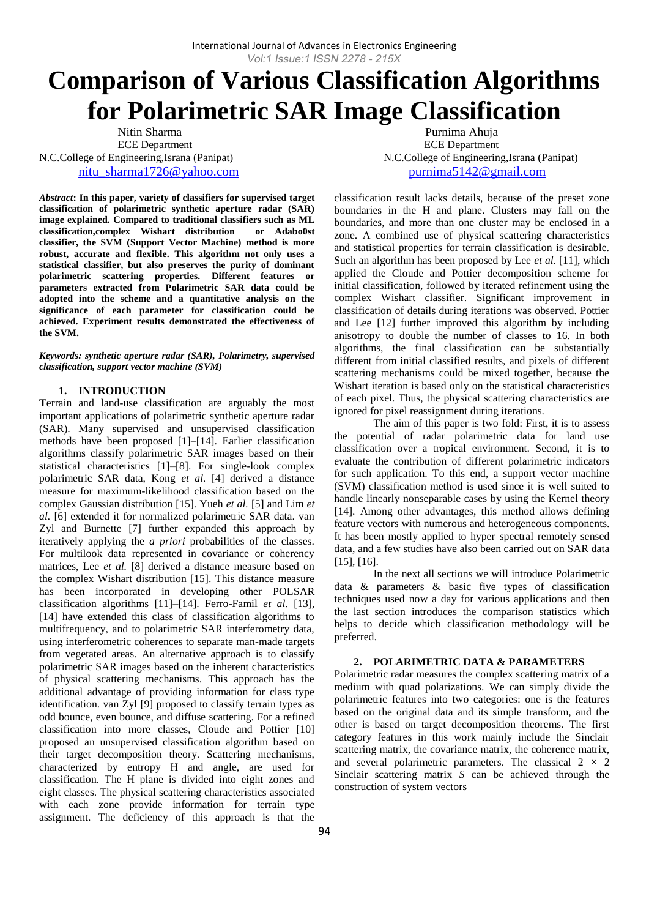# Comparison of Various Classification Algorithms for Polarimetric SAR Image Classification

Nitin Sharma
ECE Department
N.C.College of Engineering,Israna (Panipat)
nitu_sharma1726@yahoo.com

Purnima Ahuja
ECE Department
N.C.College of Engineering,Israna (Panipat)
purnima5142@gmail.com

***Abstract*: In this paper, variety of classifiers for supervised target classification of polarimetric synthetic aperture radar (SAR) image explained. Compared to traditional classifiers such as ML classification,complex Wishart distribution or Adabo0st classifier, the SVM (Support Vector Machine) method is more robust, accurate and flexible. This algorithm not only uses a statistical classifier, but also preserves the purity of dominant polarimetric scattering properties. Different features or parameters extracted from Polarimetric SAR data could be adopted into the scheme and a quantitative analysis on the significance of each parameter for classification could be achieved. Experiment results demonstrated the effectiveness of the SVM.**

***Keywords: synthetic aperture radar (SAR), Polarimetry, supervised classification, support vector machine (SVM)***

## 1. INTRODUCTION

**T**errain and land-use classification are arguably the most important applications of polarimetric synthetic aperture radar (SAR). Many supervised and unsupervised classification methods have been proposed [1]–[14]. Earlier classification algorithms classify polarimetric SAR images based on their statistical characteristics [1]–[8]. For single-look complex polarimetric SAR data, Kong *et al.* [4] derived a distance measure for maximum-likelihood classification based on the complex Gaussian distribution [15]. Yueh *et al.* [5] and Lim *et al.* [6] extended it for normalized polarimetric SAR data. van Zyl and Burnette [7] further expanded this approach by iteratively applying the *a priori* probabilities of the classes. For multilook data represented in covariance or coherency matrices, Lee *et al.* [8] derived a distance measure based on the complex Wishart distribution [15]. This distance measure has been incorporated in developing other POLSAR classification algorithms [11]–[14]. Ferro-Famil *et al.* [13], [14] have extended this class of classification algorithms to multifrequency, and to polarimetric SAR interferometry data, using interferometric coherences to separate man-made targets from vegetated areas. An alternative approach is to classify polarimetric SAR images based on the inherent characteristics of physical scattering mechanisms. This approach has the additional advantage of providing information for class type identification. van Zyl [9] proposed to classify terrain types as odd bounce, even bounce, and diffuse scattering. For a refined classification into more classes, Cloude and Pottier [10] proposed an unsupervised classification algorithm based on their target decomposition theory. Scattering mechanisms, characterized by entropy H and angle, are used for classification. The H plane is divided into eight zones and eight classes. The physical scattering characteristics associated with each zone provide information for terrain type assignment. The deficiency of this approach is that the classification result lacks details, because of the preset zone boundaries in the H and plane. Clusters may fall on the boundaries, and more than one cluster may be enclosed in a zone. A combined use of physical scattering characteristics and statistical properties for terrain classification is desirable. Such an algorithm has been proposed by Lee *et al.* [11], which applied the Cloude and Pottier decomposition scheme for initial classification, followed by iterated refinement using the complex Wishart classifier. Significant improvement in classification of details during iterations was observed. Pottier and Lee [12] further improved this algorithm by including anisotropy to double the number of classes to 16. In both algorithms, the final classification can be substantially different from initial classified results, and pixels of different scattering mechanisms could be mixed together, because the Wishart iteration is based only on the statistical characteristics of each pixel. Thus, the physical scattering characteristics are ignored for pixel reassignment during iterations.

The aim of this paper is two fold: First, it is to assess the potential of radar polarimetric data for land use classification over a tropical environment. Second, it is to evaluate the contribution of different polarimetric indicators for such application. To this end, a support vector machine (SVM) classification method is used since it is well suited to handle linearly nonseparable cases by using the Kernel theory [14]. Among other advantages, this method allows defining feature vectors with numerous and heterogeneous components. It has been mostly applied to hyper spectral remotely sensed data, and a few studies have also been carried out on SAR data [15], [16].

In the next all sections we will introduce Polarimetric data & parameters & basic five types of classification techniques used now a day for various applications and then the last section introduces the comparison statistics which helps to decide which classification methodology will be preferred.

## 2. POLARIMETRIC DATA & PARAMETERS

Polarimetric radar measures the complex scattering matrix of a medium with quad polarizations. We can simply divide the polarimetric features into two categories: one is the features based on the original data and its simple transform, and the other is based on target decomposition theorems. The first category features in this work mainly include the Sinclair scattering matrix, the covariance matrix, the coherence matrix, and several polarimetric parameters. The classical $2 \times 2$ Sinclair scattering matrix $S$ can be achieved through the construction of system vectors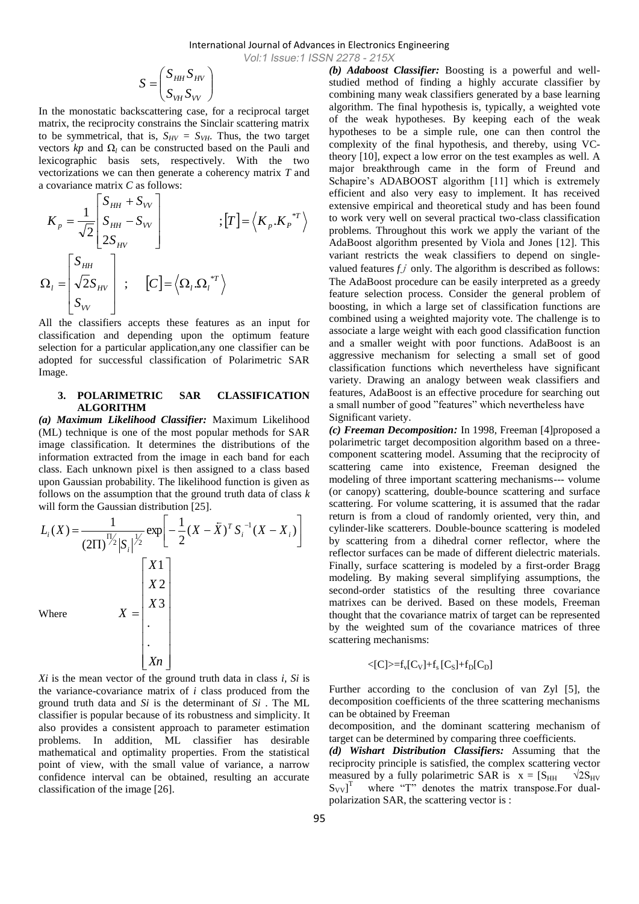$$S = \begin{pmatrix} S_{HH} S_{HV} \\ S_{VH} S_{VV} \end{pmatrix}$$

In the monostatic backscattering case, for a reciprocal target matrix, the reciprocity constrains the Sinclair scattering matrix to be symmetrical, that is, $S_{HV} = S_{VH}$. Thus, the two target vectors *kp* and $\Omega_l$ can be constructed based on the Pauli and lexicographic basis sets, respectively. With the two vectorizations we can then generate a coherency matrix *T* and a covariance matrix *C* as follows:

$$K_p = \frac{1}{\sqrt{2}} \begin{bmatrix} S_{HH} + S_{VV} \\ S_{HH} - S_{VV} \\ 2S_{HV} \end{bmatrix} \qquad ; [T] = \left\langle K_p . K_P^{*T} \right\rangle$$

$$\Omega_l = \begin{bmatrix} S_{HH} \\ \sqrt{2} S_{HV} \\ S_{VV} \end{bmatrix} \; ; \quad [C] = \left\langle \Omega_l . \Omega_l^{*T} \right\rangle$$

All the classifiers accepts these features as an input for classification and depending upon the optimum feature selection for a particular application,any one classifier can be adopted for successful classification of Polarimetric SAR Image.

## 3. POLARIMETRIC SAR CLASSIFICATION ALGORITHM

***(a) Maximum Likelihood Classifier:*** Maximum Likelihood (ML) technique is one of the most popular methods for SAR image classification. It determines the distributions of the information extracted from the image in each band for each class. Each unknown pixel is then assigned to a class based upon Gaussian probability. The likelihood function is given as follows on the assumption that the ground truth data of class *k* will form the Gaussian distribution [25].

$$L_i(X) = \frac{1}{(2\Pi)^{\Pi/2} |S_i|^{1/2}} \exp\left[ -\frac{1}{2} (X - \bar{X})^T S_i^{-1} (X - X_i) \right]$$

Where
$$X = \begin{bmatrix} X1 \\ X2 \\ X3 \\ . \\ . \\ Xn \end{bmatrix}$$

*Xi* is the mean vector of the ground truth data in class *i*, *Si* is the variance-covariance matrix of *i* class produced from the ground truth data and *Si* is the determinant of *Si* . The ML classifier is popular because of its robustness and simplicity. It also provides a consistent approach to parameter estimation problems. In addition, ML classifier has desirable mathematical and optimality properties. From the statistical point of view, with the small value of variance, a narrow confidence interval can be obtained, resulting an accurate classification of the image [26].

***(b) Adaboost Classifier:*** Boosting is a powerful and well-studied method of finding a highly accurate classifier by combining many weak classifiers generated by a base learning algorithm. The final hypothesis is, typically, a weighted vote of the weak hypotheses. By keeping each of the weak hypotheses to be a simple rule, one can then control the complexity of the final hypothesis, and thereby, using VC-theory [10], expect a low error on the test examples as well. A major breakthrough came in the form of Freund and Schapire's ADABOOST algorithm [11] which is extremely efficient and also very easy to implement. It has received extensive empirical and theoretical study and has been found to work very well on several practical two-class classification problems. Throughout this work we apply the variant of the AdaBoost algorithm presented by Viola and Jones [12]. This variant restricts the weak classifiers to depend on single-valued features *f j* only. The algorithm is described as follows: The AdaBoost procedure can be easily interpreted as a greedy feature selection process. Consider the general problem of boosting, in which a large set of classification functions are combined using a weighted majority vote. The challenge is to associate a large weight with each good classification function and a smaller weight with poor functions. AdaBoost is an aggressive mechanism for selecting a small set of good classification functions which nevertheless have significant variety. Drawing an analogy between weak classifiers and features, AdaBoost is an effective procedure for searching out a small number of good "features" which nevertheless have Significant variety.

***(c) Freeman Decomposition:*** In 1998, Freeman [4]proposed a polarimetric target decomposition algorithm based on a three-component scattering model. Assuming that the reciprocity of scattering came into existence, Freeman designed the modeling of three important scattering mechanisms--- volume (or canopy) scattering, double-bounce scattering and surface scattering. For volume scattering, it is assumed that the radar return is from a cloud of randomly oriented, very thin, and cylinder-like scatterers. Double-bounce scattering is modeled by scattering from a dihedral corner reflector, where the reflector surfaces can be made of different dielectric materials. Finally, surface scattering is modeled by a first-order Bragg modeling. By making several simplifying assumptions, the second-order statistics of the resulting three covariance matrixes can be derived. Based on these models, Freeman thought that the covariance matrix of target can be represented by the weighted sum of the covariance matrices of three scattering mechanisms:

$$<[C]> = f_v[C_V] + f_s[C_S] + f_D[C_D]$$

Further according to the conclusion of van Zyl [5], the decomposition coefficients of the three scattering mechanisms can be obtained by Freeman

decomposition, and the dominant scattering mechanism of target can be determined by comparing three coefficients.

***(d) Wishart Distribution Classifiers:*** Assuming that the reciprocity principle is satisfied, the complex scattering vector measured by a fully polarimetric SAR is $x = [S_{HH} \quad \sqrt{2}S_{HV} \quad S_{VV}]^T$ where "T" denotes the matrix transpose.For dual-polarization SAR, the scattering vector is :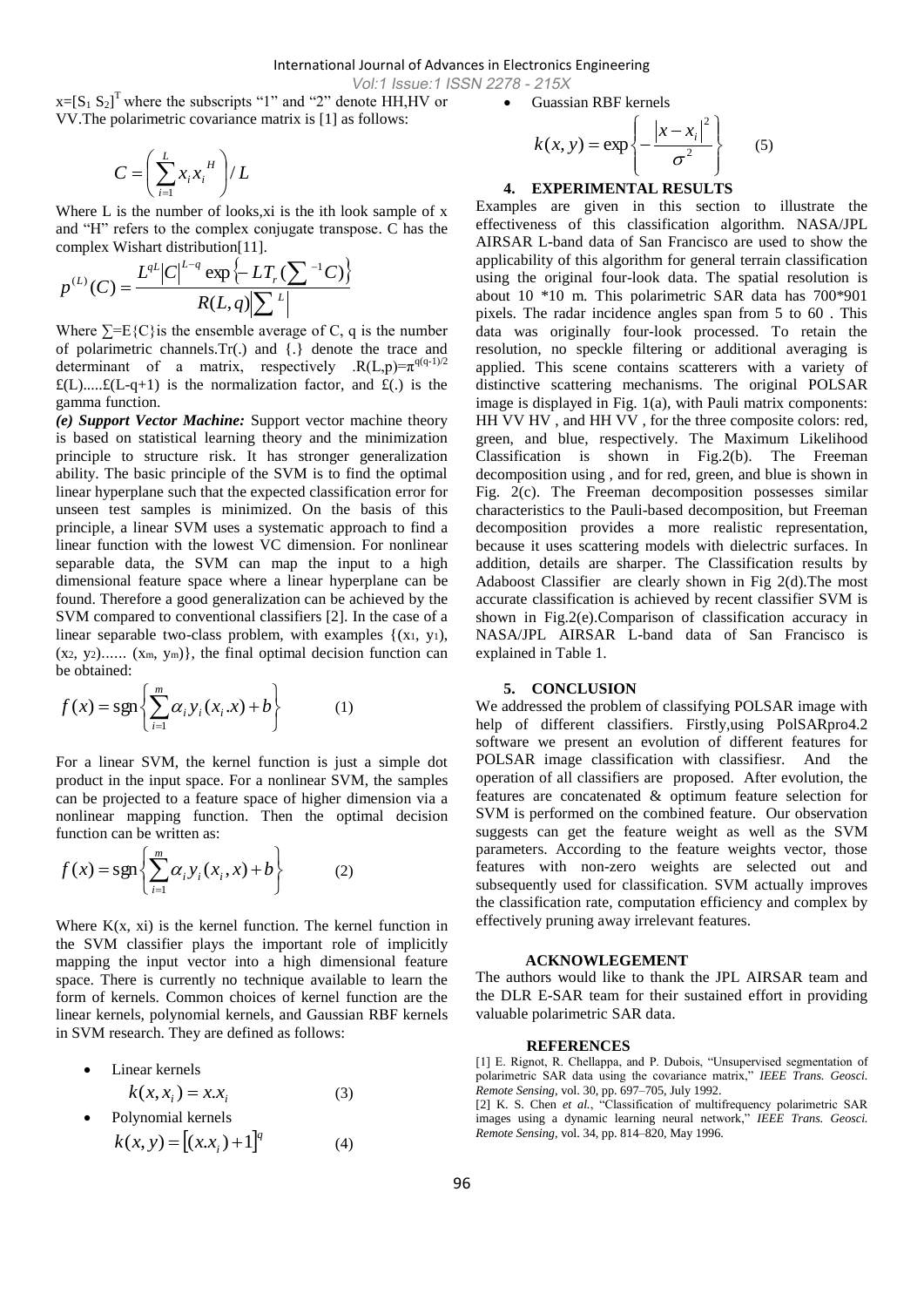$x=[S_1\ S_2]^T$ where the subscripts "1" and "2" denote HH,HV or VV.The polarimetric covariance matrix is [1] as follows:

$$C=\left(\sum_{i=1}^{L} x_i x_i^{H}\right)/L$$

Where L is the number of looks,xi is the ith look sample of x and "H" refers to the complex conjugate transpose. C has the complex Wishart distribution[11].

$$p^{(L)}(C)=\frac{L^{qL}|C|^{L-q}\exp\left\{-LT_r\left(\sum^{-1}C\right)\right\}}{R(L,q)\left|\sum^{L}\right|}$$

Where $\sum=E\{C\}$is the ensemble average of C, q is the number of polarimetric channels.Tr(.) and {.} denote the trace and determinant of a matrix, respectively .$R(L,p)=\pi^{q(q-1)/2}$ £(L).....£(L-q+1) is the normalization factor, and £(.) is the gamma function.

***(e) Support Vector Machine:*** Support vector machine theory is based on statistical learning theory and the minimization principle to structure risk. It has stronger generalization ability. The basic principle of the SVM is to find the optimal linear hyperplane such that the expected classification error for unseen test samples is minimized. On the basis of this principle, a linear SVM uses a systematic approach to find a linear function with the lowest VC dimension. For nonlinear separable data, the SVM can map the input to a high dimensional feature space where a linear hyperplane can be found. Therefore a good generalization can be achieved by the SVM compared to conventional classifiers [2]. In the case of a linear separable two-class problem, with examples $\{(x_1, y_1), (x_2, y_2)...... (x_m, y_m)\}$, the final optimal decision function can be obtained:

$$f(x)=\operatorname{sgn}\left\{\sum_{i=1}^{m}\alpha_i y_i (x_i.x)+b\right\} \qquad (1)$$

For a linear SVM, the kernel function is just a simple dot product in the input space. For a nonlinear SVM, the samples can be projected to a feature space of higher dimension via a nonlinear mapping function. Then the optimal decision function can be written as:

$$f(x)=\operatorname{sgn}\left\{\sum_{i=1}^{m}\alpha_i y_i (x_i,x)+b\right\} \qquad (2)$$

Where K(x, xi) is the kernel function. The kernel function in the SVM classifier plays the important role of implicitly mapping the input vector into a high dimensional feature space. There is currently no technique available to learn the form of kernels. Common choices of kernel function are the linear kernels, polynomial kernels, and Gaussian RBF kernels in SVM research. They are defined as follows:

- Linear kernels

$$k(x,x_i)=x.x_i \qquad (3)$$

- Polynomial kernels

$$k(x,y)=\left[(x.x_i)+1\right]^q \qquad (4)$$

- Guassian RBF kernels

$$k(x,y)=\exp\left\{-\frac{|x-x_i|^2}{\sigma^2}\right\} \qquad (5)$$

## 4. EXPERIMENTAL RESULTS

Examples are given in this section to illustrate the effectiveness of this classification algorithm. NASA/JPL AIRSAR L-band data of San Francisco are used to show the applicability of this algorithm for general terrain classification using the original four-look data. The spatial resolution is about 10 *10 m. This polarimetric SAR data has 700*901 pixels. The radar incidence angles span from 5 to 60 . This data was originally four-look processed. To retain the resolution, no speckle filtering or additional averaging is applied. This scene contains scatterers with a variety of distinctive scattering mechanisms. The original POLSAR image is displayed in Fig. 1(a), with Pauli matrix components: HH VV HV , and HH VV , for the three composite colors: red, green, and blue, respectively. The Maximum Likelihood Classification is shown in Fig.2(b). The Freeman decomposition using , and for red, green, and blue is shown in Fig. 2(c). The Freeman decomposition possesses similar characteristics to the Pauli-based decomposition, but Freeman decomposition provides a more realistic representation, because it uses scattering models with dielectric surfaces. In addition, details are sharper. The Classification results by Adaboost Classifier are clearly shown in Fig 2(d).The most accurate classification is achieved by recent classifier SVM is shown in Fig.2(e).Comparison of classification accuracy in NASA/JPL AIRSAR L-band data of San Francisco is explained in Table 1.

## 5. CONCLUSION

We addressed the problem of classifying POLSAR image with help of different classifiers. Firstly,using PolSARpro4.2 software we present an evolution of different features for POLSAR image classification with classifiesr. And the operation of all classifiers are proposed. After evolution, the features are concatenated & optimum feature selection for SVM is performed on the combined feature. Our observation suggests can get the feature weight as well as the SVM parameters. According to the feature weights vector, those features with non-zero weights are selected out and subsequently used for classification. SVM actually improves the classification rate, computation efficiency and complex by effectively pruning away irrelevant features.

## ACKNOWLEGEMENT

The authors would like to thank the JPL AIRSAR team and the DLR E-SAR team for their sustained effort in providing valuable polarimetric SAR data.

## REFERENCES

[1] E. Rignot, R. Chellappa, and P. Dubois, "Unsupervised segmentation of polarimetric SAR data using the covariance matrix," *IEEE Trans. Geosci. Remote Sensing*, vol. 30, pp. 697–705, July 1992.

[2] K. S. Chen *et al.*, "Classification of multifrequency polarimetric SAR images using a dynamic learning neural network," *IEEE Trans. Geosci. Remote Sensing*, vol. 34, pp. 814–820, May 1996.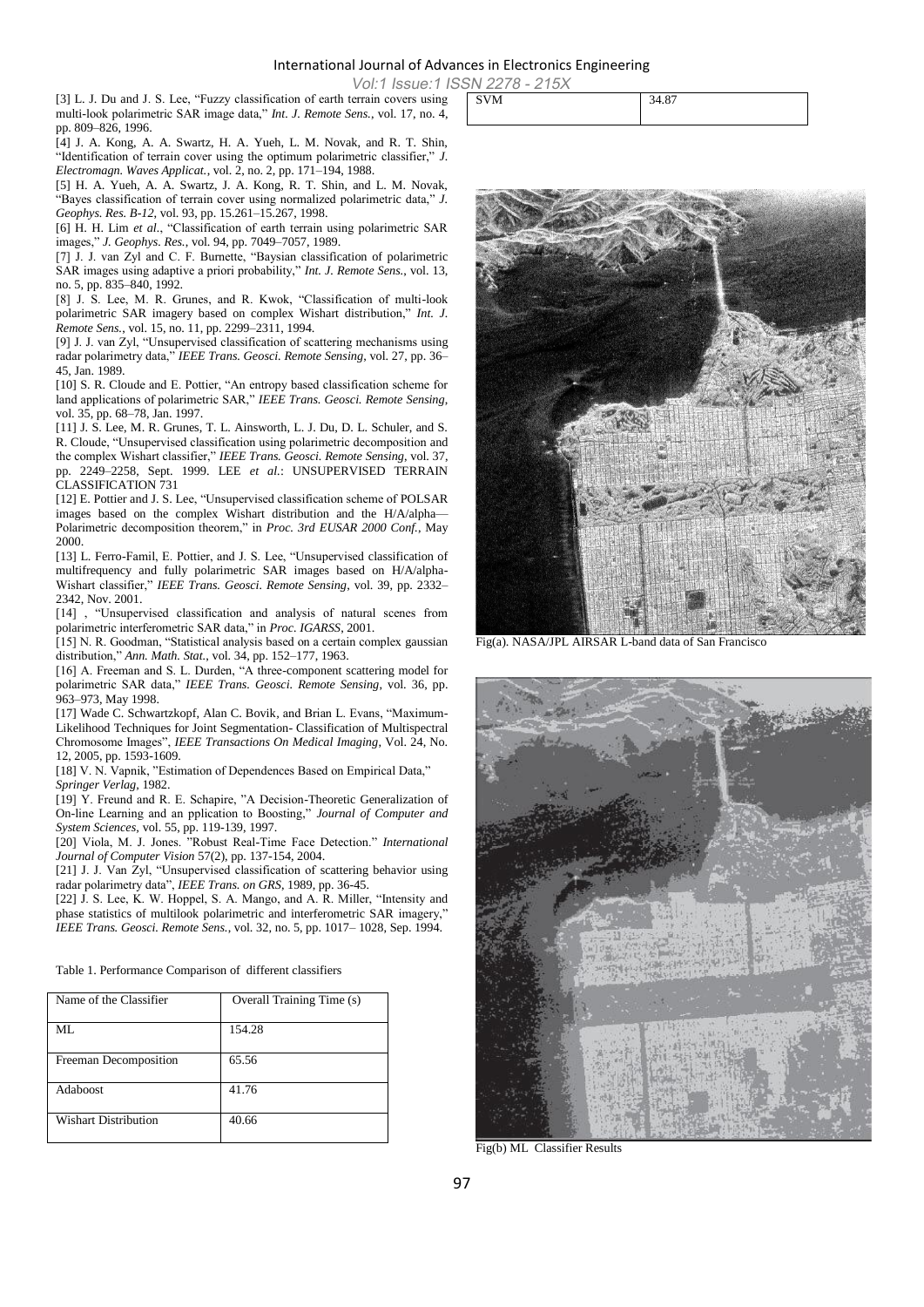[3] L. J. Du and J. S. Lee, "Fuzzy classification of earth terrain covers using multi-look polarimetric SAR image data," *Int. J. Remote Sens.*, vol. 17, no. 4, pp. 809–826, 1996.

[4] J. A. Kong, A. A. Swartz, H. A. Yueh, L. M. Novak, and R. T. Shin, "Identification of terrain cover using the optimum polarimetric classifier," *J. Electromagn. Waves Applicat.*, vol. 2, no. 2, pp. 171–194, 1988.

[5] H. A. Yueh, A. A. Swartz, J. A. Kong, R. T. Shin, and L. M. Novak, "Bayes classification of terrain cover using normalized polarimetric data," *J. Geophys. Res. B-12*, vol. 93, pp. 15.261–15.267, 1998.

[6] H. H. Lim *et al.*, "Classification of earth terrain using polarimetric SAR images," *J. Geophys. Res.*, vol. 94, pp. 7049–7057, 1989.

[7] J. J. van Zyl and C. F. Burnette, "Baysian classification of polarimetric SAR images using adaptive a priori probability," *Int. J. Remote Sens.*, vol. 13, no. 5, pp. 835–840, 1992.

[8] J. S. Lee, M. R. Grunes, and R. Kwok, "Classification of multi-look polarimetric SAR imagery based on complex Wishart distribution," *Int. J. Remote Sens.*, vol. 15, no. 11, pp. 2299–2311, 1994.

[9] J. J. van Zyl, "Unsupervised classification of scattering mechanisms using radar polarimetry data," *IEEE Trans. Geosci. Remote Sensing*, vol. 27, pp. 36–45, Jan. 1989.

[10] S. R. Cloude and E. Pottier, "An entropy based classification scheme for land applications of polarimetric SAR," *IEEE Trans. Geosci. Remote Sensing*, vol. 35, pp. 68–78, Jan. 1997.

[11] J. S. Lee, M. R. Grunes, T. L. Ainsworth, L. J. Du, D. L. Schuler, and S. R. Cloude, "Unsupervised classification using polarimetric decomposition and the complex Wishart classifier," *IEEE Trans. Geosci. Remote Sensing*, vol. 37, pp. 2249–2258, Sept. 1999. LEE *et al.*: UNSUPERVISED TERRAIN CLASSIFICATION 731

[12] E. Pottier and J. S. Lee, "Unsupervised classification scheme of POLSAR images based on the complex Wishart distribution and the H/A/alpha—Polarimetric decomposition theorem," in *Proc. 3rd EUSAR 2000 Conf.*, May 2000.

[13] L. Ferro-Famil, E. Pottier, and J. S. Lee, "Unsupervised classification of multifrequency and fully polarimetric SAR images based on H/A/alpha-Wishart classifier," *IEEE Trans. Geosci. Remote Sensing*, vol. 39, pp. 2332–2342, Nov. 2001.

[14] , "Unsupervised classification and analysis of natural scenes from polarimetric interferometric SAR data," in *Proc. IGARSS*, 2001.

[15] N. R. Goodman, "Statistical analysis based on a certain complex gaussian distribution," *Ann. Math. Stat.*, vol. 34, pp. 152–177, 1963.

[16] A. Freeman and S. L. Durden, "A three-component scattering model for polarimetric SAR data," *IEEE Trans. Geosci. Remote Sensing*, vol. 36, pp. 963–973, May 1998.

[17] Wade C. Schwartzkopf, Alan C. Bovik, and Brian L. Evans, "Maximum-Likelihood Techniques for Joint Segmentation- Classification of Multispectral Chromosome Images", *IEEE Transactions On Medical Imaging*, Vol. 24, No. 12, 2005, pp. 1593-1609.

[18] V. N. Vapnik, "Estimation of Dependences Based on Empirical Data," *Springer Verlag*, 1982.

[19] Y. Freund and R. E. Schapire, "A Decision-Theoretic Generalization of On-line Learning and an pplication to Boosting," *Journal of Computer and System Sciences*, vol. 55, pp. 119-139, 1997.

[20] Viola, M. J. Jones. "Robust Real-Time Face Detection." *International Journal of Computer Vision* 57(2), pp. 137-154, 2004.

[21] J. J. Van Zyl, "Unsupervised classification of scattering behavior using radar polarimetry data", *IEEE Trans. on GRS*, 1989, pp. 36-45.

[22] J. S. Lee, K. W. Hoppel, S. A. Mango, and A. R. Miller, "Intensity and phase statistics of multilook polarimetric and interferometric SAR imagery," *IEEE Trans. Geosci. Remote Sens.*, vol. 32, no. 5, pp. 1017– 1028, Sep. 1994.

Table 1. Performance Comparison of different classifiers

| Name of the Classifier | Overall Training Time (s) |
|---|---|
| ML | 154.28 |
| Freeman Decomposition | 65.56 |
| Adaboost | 41.76 |
| Wishart Distribution | 40.66 |
| SVM | 34.87 |

Fig(a). NASA/JPL AIRSAR L-band data of San Francisco

Fig(b) ML Classifier Results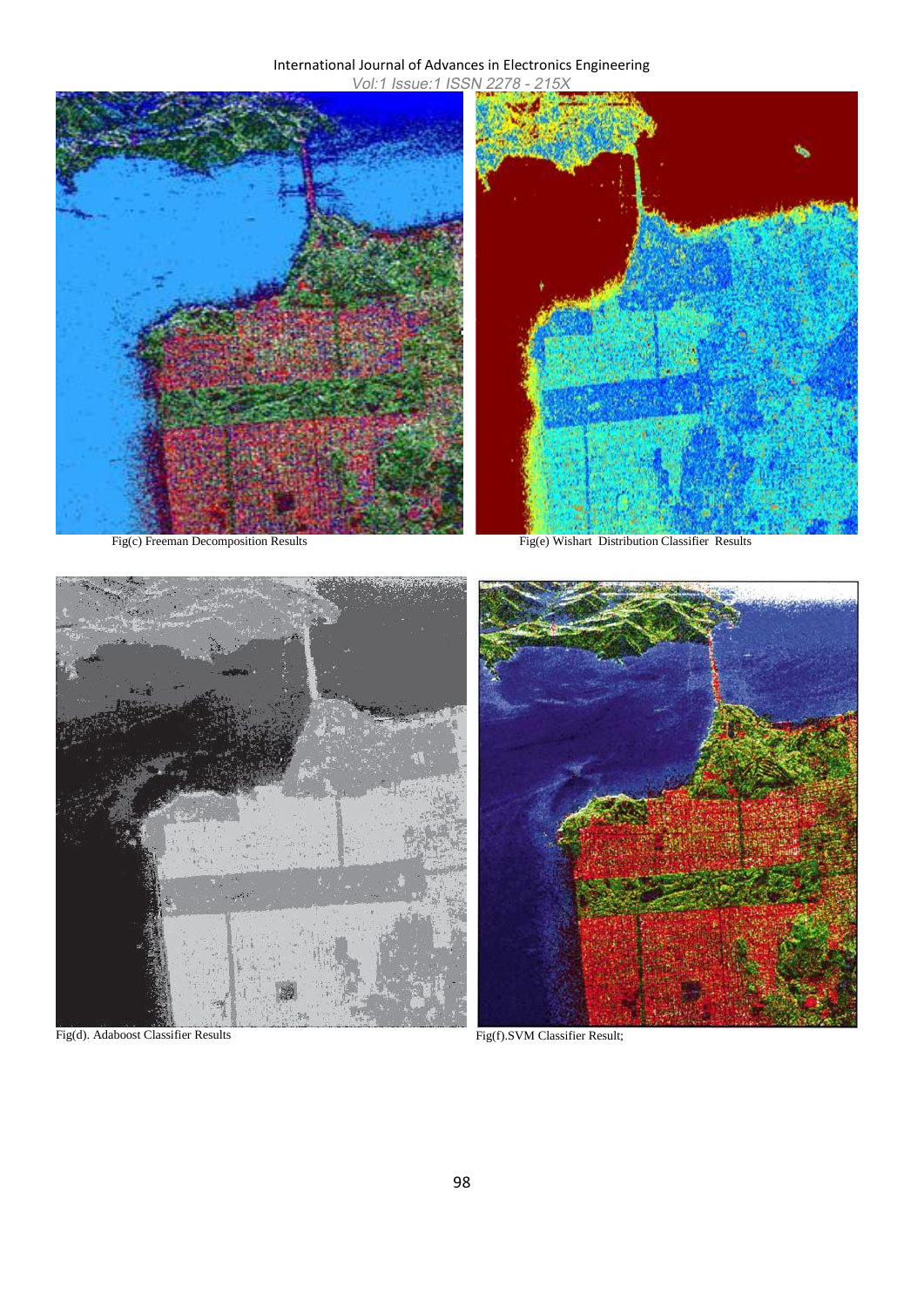Fig(c) Freeman Decomposition Results

Fig(e) Wishart Distribution Classifier Results

Fig(d). Adaboost Classifier Results

Fig(f).SVM Classifier Result;